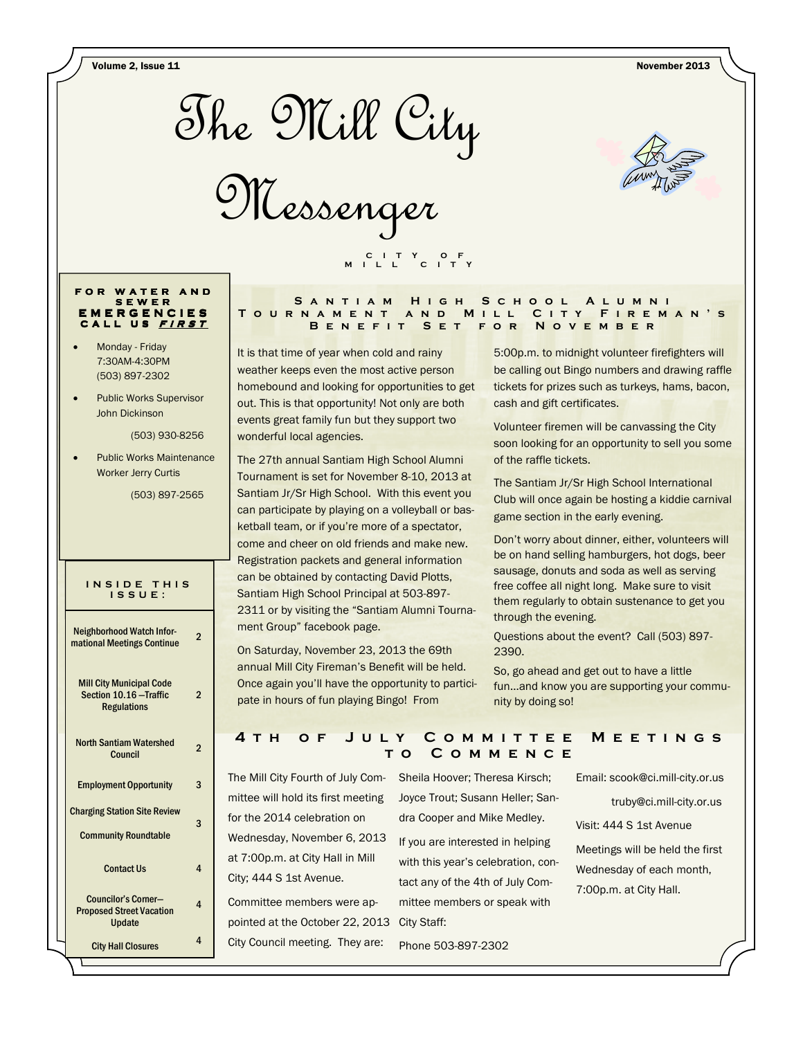# The Mill City Messenger

CITY OF MILL CITY

**FOR WATER AND SEWER EMERGENCIES CALL US *FIRST***

- Monday - Friday 7:30AM-4:30PM (503) 897-2302
- Public Works Supervisor John Dickinson (503) 930-8256
- Public Works Maintenance Worker Jerry Curtis (503) 897-2565

**INSIDE THIS ISSUE:**

| | |
|---|---|
| Neighborhood Watch Informational Meetings Continue | 2 |
| Mill City Municipal Code Section 10.16 —Traffic Regulations | 2 |
| North Santiam Watershed Council | 2 |
| Employment Opportunity | 3 |
| Charging Station Site Review | 3 |
| Community Roundtable | 3 |
| Contact Us | 4 |
| Councilor's Corner— Proposed Street Vacation Update | 4 |
| City Hall Closures | 4 |

## Santiam High School Alumni Tournament and Mill City Fireman's Benefit Set for November

It is that time of year when cold and rainy weather keeps even the most active person homebound and looking for opportunities to get out. This is that opportunity! Not only are both events great family fun but they support two wonderful local agencies.

The 27th annual Santiam High School Alumni Tournament is set for November 8-10, 2013 at Santiam Jr/Sr High School. With this event you can participate by playing on a volleyball or basketball team, or if you're more of a spectator, come and cheer on old friends and make new. Registration packets and general information can be obtained by contacting David Plotts, Santiam High School Principal at 503-897-2311 or by visiting the "Santiam Alumni Tournament Group" facebook page.

On Saturday, November 23, 2013 the 69th annual Mill City Fireman's Benefit will be held. Once again you'll have the opportunity to participate in hours of fun playing Bingo! From 5:00p.m. to midnight volunteer firefighters will be calling out Bingo numbers and drawing raffle tickets for prizes such as turkeys, hams, bacon, cash and gift certificates.

Volunteer firemen will be canvassing the City soon looking for an opportunity to sell you some of the raffle tickets.

The Santiam Jr/Sr High School International Club will once again be hosting a kiddie carnival game section in the early evening.

Don't worry about dinner, either, volunteers will be on hand selling hamburgers, hot dogs, beer sausage, donuts and soda as well as serving free coffee all night long. Make sure to visit them regularly to obtain sustenance to get you through the evening.

Questions about the event? Call (503) 897-2390.

So, go ahead and get out to have a little fun...and know you are supporting your community by doing so!

## 4th of July Committee Meetings to Commence

The Mill City Fourth of July Committee will hold its first meeting for the 2014 celebration on Wednesday, November 6, 2013 at 7:00p.m. at City Hall in Mill City; 444 S 1st Avenue.

Committee members were appointed at the October 22, 2013 City Council meeting. They are: Sheila Hoover; Theresa Kirsch; Joyce Trout; Susann Heller; Sandra Cooper and Mike Medley.

If you are interested in helping with this year's celebration, contact any of the 4th of July Committee members or speak with City Staff:

Phone 503-897-2302

Email: scook@ci.mill-city.or.us

truby@ci.mill-city.or.us

Visit: 444 S 1st Avenue

Meetings will be held the first Wednesday of each month, 7:00p.m. at City Hall.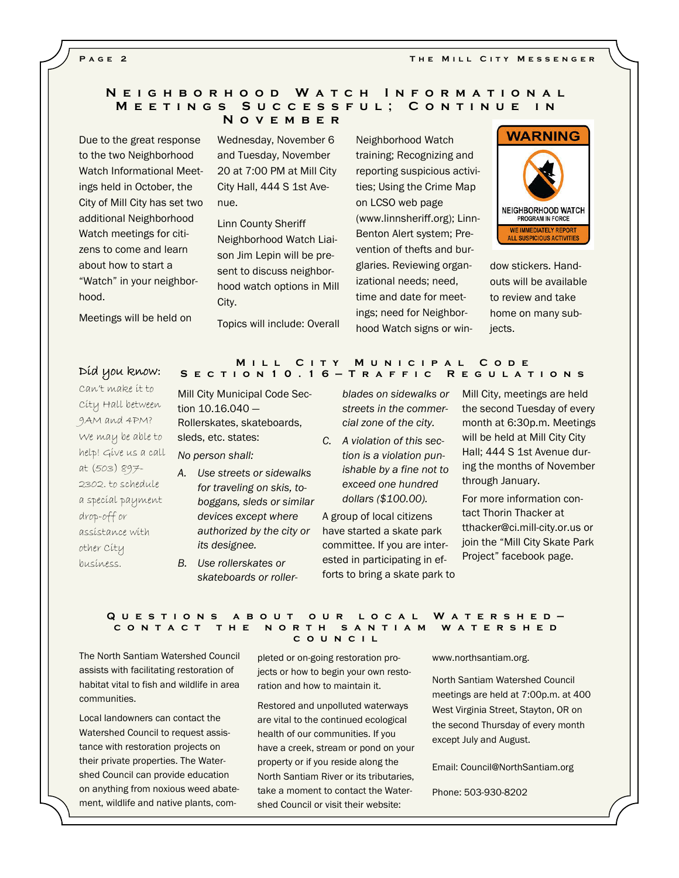## Neighborhood Watch Informational Meetings Successful; Continue in November

Due to the great response to the two Neighborhood Watch Informational Meetings held in October, the City of Mill City has set two additional Neighborhood Watch meetings for citizens to come and learn about how to start a "Watch" in your neighborhood.

Meetings will be held on Wednesday, November 6 and Tuesday, November 20 at 7:00 PM at Mill City City Hall, 444 S 1st Avenue.

Linn County Sheriff Neighborhood Watch Liaison Jim Lepin will be present to discuss neighborhood watch options in Mill City.

Topics will include: Overall Neighborhood Watch training; Recognizing and reporting suspicious activities; Using the Crime Map on LCSO web page (www.linnsheriff.org); Linn-Benton Alert system; Prevention of thefts and burglaries. Reviewing organizational needs; need, time and date for meetings; need for Neighborhood Watch signs or window stickers. Handouts will be available to review and take home on many subjects.

WARNING

NEIGHBORHOOD WATCH PROGRAM IN FORCE

WE IMMEDIATELY REPORT ALL SUSPICIOUS ACTIVITIES

### Did you know:

Can't make it to City Hall between 9AM and 4PM? We may be able to help! Give us a call at (503) 897-2302. to schedule a special payment drop-off or assistance with other City business.

## Mill City Municipal Code Section 10.16—Traffic Regulations

Mill City Municipal Code Section 10.16.040 —Rollerskates, skateboards, sleds, etc. states:

*No person shall:*

A. *Use streets or sidewalks for traveling on skis, toboggans, sleds or similar devices except where authorized by the city or its designee.*

B. *Use rollerskates or skateboards or rollerblades on sidewalks or streets in the commercial zone of the city.*

C. *A violation of this section is a violation punishable by a fine not to exceed one hundred dollars ($100.00).*

A group of local citizens have started a skate park committee. If you are interested in participating in efforts to bring a skate park to Mill City, meetings are held the second Tuesday of every month at 6:30p.m. Meetings will be held at Mill City City Hall; 444 S 1st Avenue during the months of November through January.

For more information contact Thorin Thacker at tthacker@ci.mill-city.or.us or join the "Mill City Skate Park Project" facebook page.

## Questions about our local Watershed—contact the North Santiam Watershed Council

The North Santiam Watershed Council assists with facilitating restoration of habitat vital to fish and wildlife in area communities.

Local landowners can contact the Watershed Council to request assistance with restoration projects on their private properties. The Watershed Council can provide education on anything from noxious weed abatement, wildlife and native plants, completed or on-going restoration projects or how to begin your own restoration and how to maintain it.

Restored and unpolluted waterways are vital to the continued ecological health of our communities. If you have a creek, stream or pond on your property or if you reside along the North Santiam River or its tributaries, take a moment to contact the Watershed Council or visit their website: www.northsantiam.org.

North Santiam Watershed Council meetings are held at 7:00p.m. at 400 West Virginia Street, Stayton, OR on the second Thursday of every month except July and August.

Email: Council@NorthSantiam.org

Phone: 503-930-8202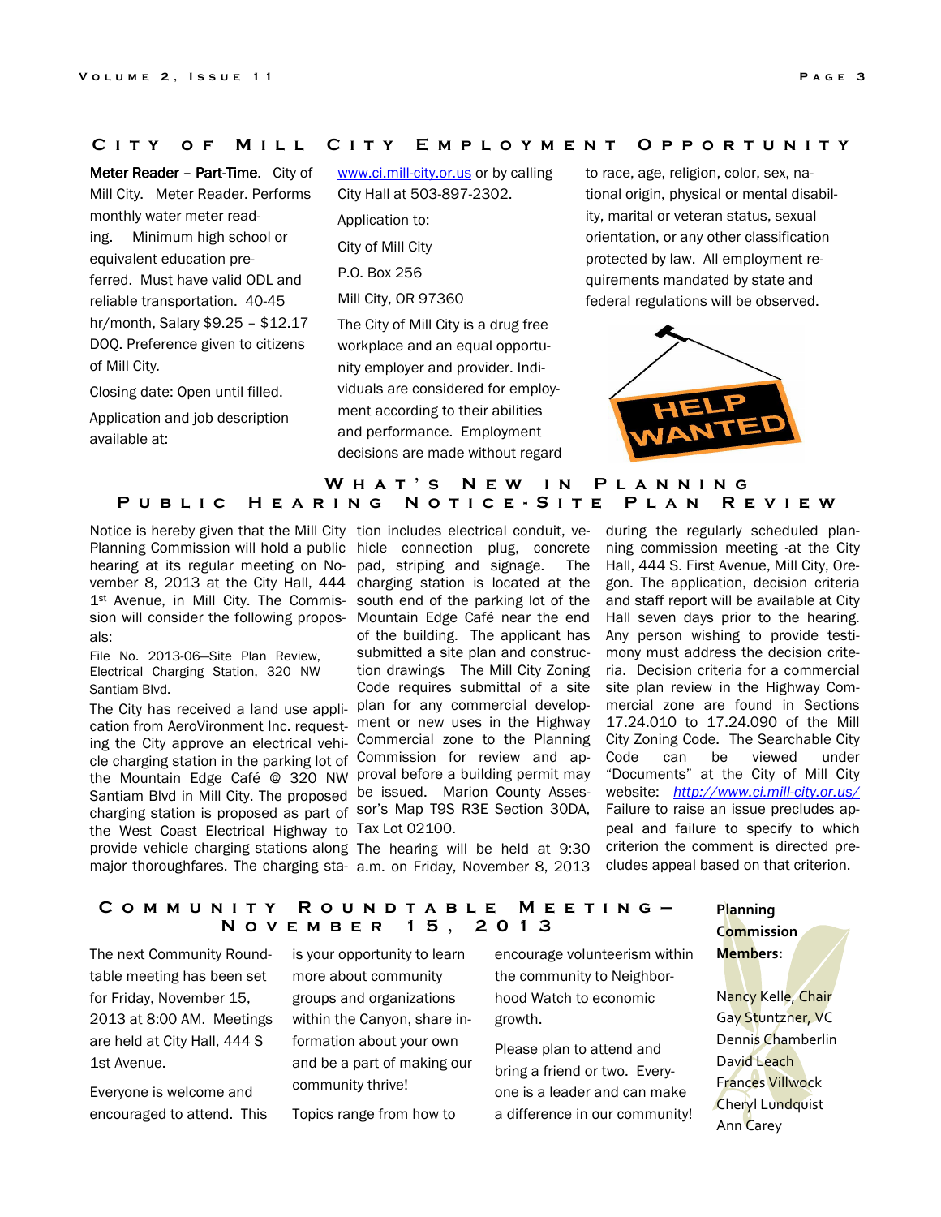## City of Mill City Employment Opportunity

**Meter Reader – Part-Time**. City of Mill City. Meter Reader. Performs monthly water meter reading. Minimum high school or equivalent education preferred. Must have valid ODL and reliable transportation. 40-45 hr/month, Salary $9.25 – $12.17 DOQ. Preference given to citizens of Mill City.

Closing date: Open until filled.

Application and job description available at: www.ci.mill-city.or.us or by calling City Hall at 503-897-2302.

Application to:

City of Mill City

P.O. Box 256

Mill City, OR 97360

The City of Mill City is a drug free workplace and an equal opportunity employer and provider. Individuals are considered for employment according to their abilities and performance. Employment decisions are made without regard to race, age, religion, color, sex, national origin, physical or mental disability, marital or veteran status, sexual orientation, or any other classification protected by law. All employment requirements mandated by state and federal regulations will be observed.

## What's New in Planning
## Public Hearing Notice-Site Plan Review

Notice is hereby given that the Mill City Planning Commission will hold a public hearing at its regular meeting on November 8, 2013 at the City Hall, 444 1st Avenue, in Mill City. The Commission will consider the following proposals:

File No. 2013-06—Site Plan Review, Electrical Charging Station, 320 NW Santiam Blvd.

The City has received a land use application from AeroVironment Inc. requesting the City approve an electrical vehicle charging station in the parking lot of the Mountain Edge Café @ 320 NW Santiam Blvd in Mill City. The proposed charging station is proposed as part of the West Coast Electrical Highway to provide vehicle charging stations along major thoroughfares. The charging station includes electrical conduit, vehicle connection plug, concrete pad, striping and signage. The charging station is located at the south end of the parking lot of the Mountain Edge Café near the end of the building. The applicant has submitted a site plan and construction drawings The Mill City Zoning Code requires submittal of a site plan for any commercial development or new uses in the Highway Commercial zone to the Planning Commission for review and approval before a building permit may be issued. Marion County Assessor's Map T9S R3E Section 30DA, Tax Lot 02100.

The hearing will be held at 9:30 a.m. on Friday, November 8, 2013 during the regularly scheduled planning commission meeting -at the City Hall, 444 S. First Avenue, Mill City, Oregon. The application, decision criteria and staff report will be available at City Hall seven days prior to the hearing. Any person wishing to provide testimony must address the decision criteria. Decision criteria for a commercial site plan review in the Highway Commercial zone are found in Sections 17.24.010 to 17.24.090 of the Mill City Zoning Code. The Searchable City Code can be viewed under "Documents" at the City of Mill City website: *http://www.ci.mill-city.or.us/* Failure to raise an issue precludes appeal and failure to specify to which criterion the comment is directed precludes appeal based on that criterion.

## Community Roundtable Meeting—November 15, 2013

The next Community Roundtable meeting has been set for Friday, November 15, 2013 at 8:00 AM. Meetings are held at City Hall, 444 S 1st Avenue.

Everyone is welcome and encouraged to attend. This is your opportunity to learn more about community groups and organizations within the Canyon, share information about your own and be a part of making our community thrive!

Topics range from how to encourage volunteerism within the community to Neighborhood Watch to economic growth.

Please plan to attend and bring a friend or two. Everyone is a leader and can make a difference in our community!

**Planning Commission Members:**

Nancy Kelle, Chair
Gay Stuntzner, VC
Dennis Chamberlin
David Leach
Frances Villwock
Cheryl Lundquist
Ann Carey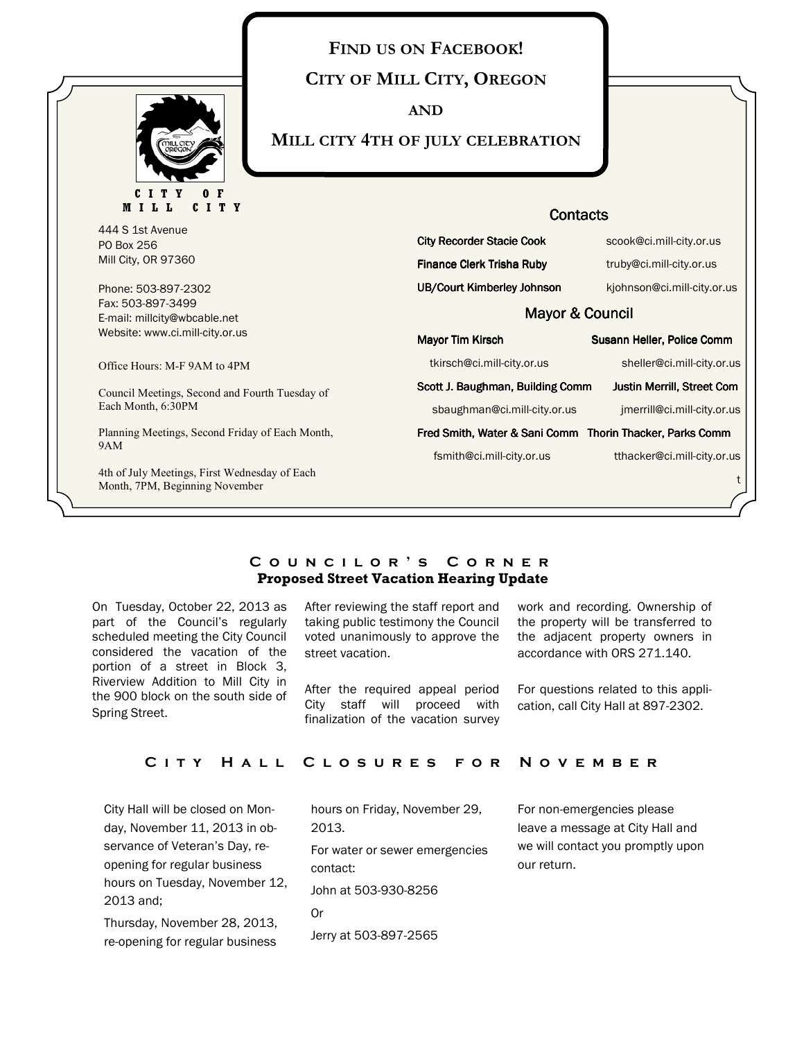**FIND US ON FACEBOOK!**

**CITY OF MILL CITY, OREGON**

**AND**

**MILL CITY 4TH OF JULY CELEBRATION**

CITY OF MILL CITY

444 S 1st Avenue
PO Box 256
Mill City, OR 97360

Phone: 503-897-2302
Fax: 503-897-3499
E-mail: millcity@wbcable.net
Website: www.ci.mill-city.or.us

Office Hours: M-F 9AM to 4PM

Council Meetings, Second and Fourth Tuesday of Each Month, 6:30PM

Planning Meetings, Second Friday of Each Month, 9AM

4th of July Meetings, First Wednesday of Each Month, 7PM, Beginning November

## Contacts

| | |
|---|---|
| **City Recorder Stacie Cook** | scook@ci.mill-city.or.us |
| **Finance Clerk Trisha Ruby** | truby@ci.mill-city.or.us |
| **UB/Court Kimberley Johnson** | kjohnson@ci.mill-city.or.us |

## Mayor & Council

| | |
|---|---|
| **Mayor Tim Kirsch** | **Susann Heller, Police Comm** |
| tkirsch@ci.mill-city.or.us | sheller@ci.mill-city.or.us |
| **Scott J. Baughman, Building Comm** | **Justin Merrill, Street Com** |
| sbaughman@ci.mill-city.or.us | jmerrill@ci.mill-city.or.us |
| **Fred Smith, Water & Sani Comm** | **Thorin Thacker, Parks Comm** |
| fsmith@ci.mill-city.or.us | tthacker@ci.mill-city.or.us |

t

## Councilor's Corner

### Proposed Street Vacation Hearing Update

On Tuesday, October 22, 2013 as part of the Council's regularly scheduled meeting the City Council considered the vacation of the portion of a street in Block 3, Riverview Addition to Mill City in the 900 block on the south side of Spring Street.

After reviewing the staff report and taking public testimony the Council voted unanimously to approve the street vacation.

After the required appeal period City staff will proceed with finalization of the vacation survey work and recording. Ownership of the property will be transferred to the adjacent property owners in accordance with ORS 271.140.

For questions related to this application, call City Hall at 897-2302.

## City Hall Closures for November

City Hall will be closed on Monday, November 11, 2013 in observance of Veteran's Day, re-opening for regular business hours on Tuesday, November 12, 2013 and;

Thursday, November 28, 2013, re-opening for regular business hours on Friday, November 29, 2013.

For water or sewer emergencies contact:

John at 503-930-8256

Or

Jerry at 503-897-2565

For non-emergencies please leave a message at City Hall and we will contact you promptly upon our return.